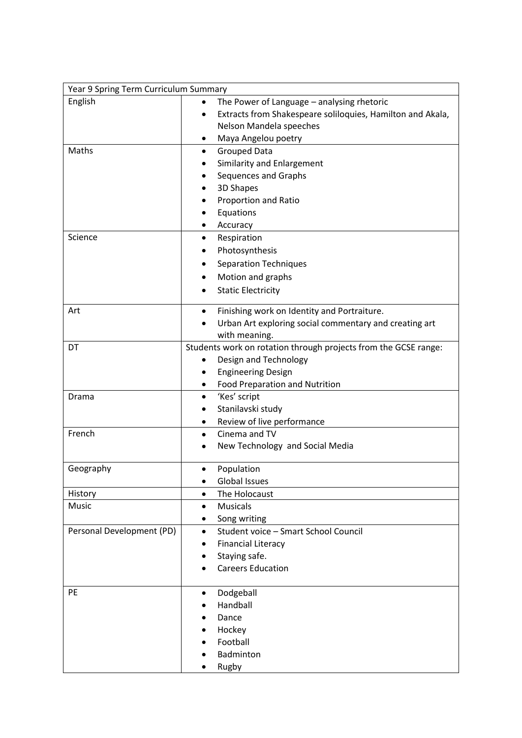| Year 9 Spring Term Curriculum Summary | |
|---|---|
| English | • The Power of Language – analysing rhetoric<br>• Extracts from Shakespeare soliloquies, Hamilton and Akala, Nelson Mandela speeches<br>• Maya Angelou poetry |
| Maths | • Grouped Data<br>• Similarity and Enlargement<br>• Sequences and Graphs<br>• 3D Shapes<br>• Proportion and Ratio<br>• Equations<br>• Accuracy |
| Science | • Respiration<br>• Photosynthesis<br>• Separation Techniques<br>• Motion and graphs<br>• Static Electricity |
| Art | • Finishing work on Identity and Portraiture.<br>• Urban Art exploring social commentary and creating art with meaning. |
| DT | Students work on rotation through projects from the GCSE range:<br>• Design and Technology<br>• Engineering Design<br>• Food Preparation and Nutrition |
| Drama | • 'Kes' script<br>• Stanilavski study<br>• Review of live performance |
| French | • Cinema and TV<br>• New Technology and Social Media |
| Geography | • Population<br>• Global Issues |
| History | • The Holocaust |
| Music | • Musicals<br>• Song writing |
| Personal Development (PD) | • Student voice – Smart School Council<br>• Financial Literacy<br>• Staying safe.<br>• Careers Education |
| PE | • Dodgeball<br>• Handball<br>• Dance<br>• Hockey<br>• Football<br>• Badminton<br>• Rugby |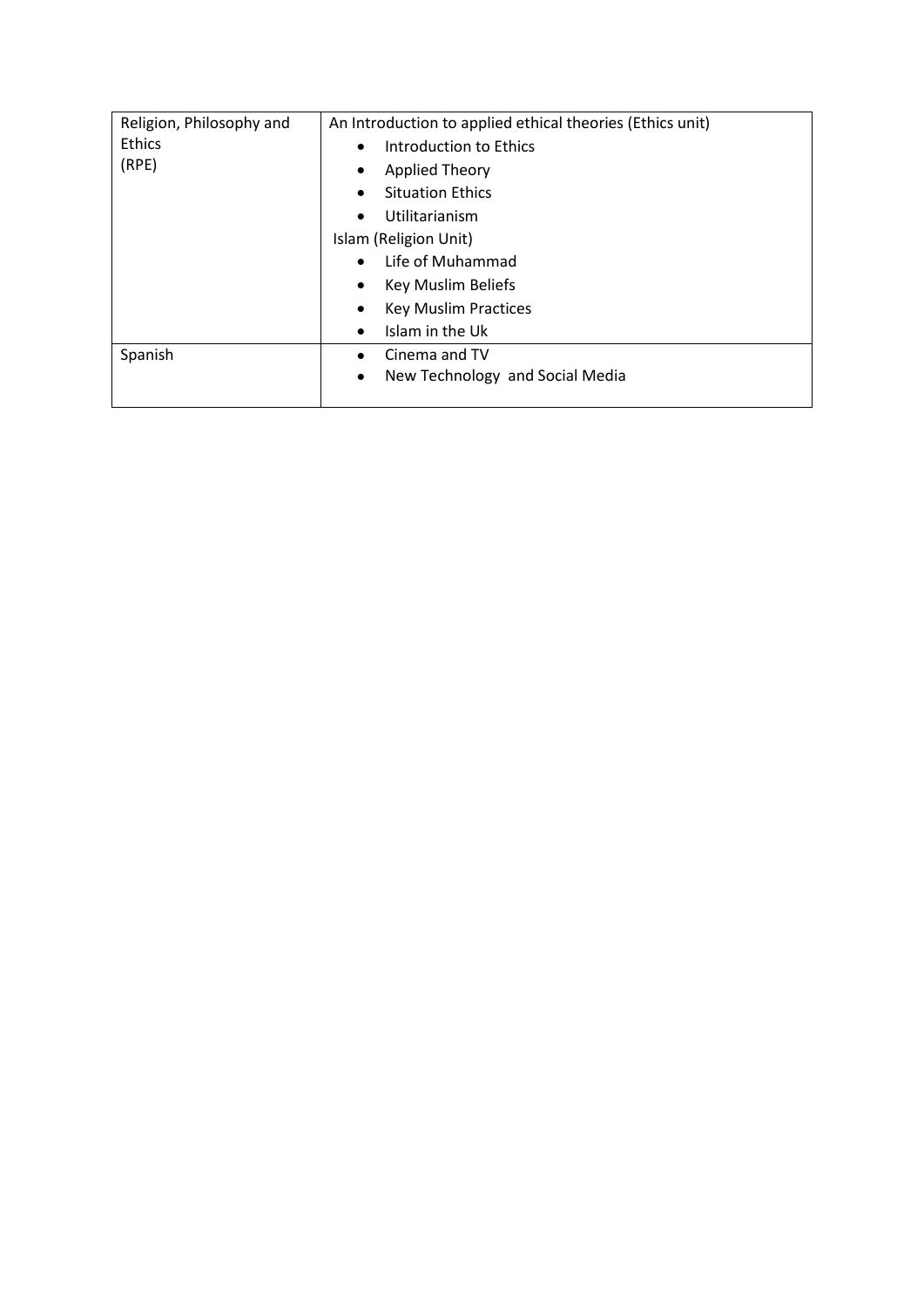| | |
|---|---|
| Religion, Philosophy and Ethics (RPE) | An Introduction to applied ethical theories (Ethics unit)<br>• Introduction to Ethics<br>• Applied Theory<br>• Situation Ethics<br>• Utilitarianism<br>Islam (Religion Unit)<br>• Life of Muhammad<br>• Key Muslim Beliefs<br>• Key Muslim Practices<br>• Islam in the Uk |
| Spanish | • Cinema and TV<br>• New Technology and Social Media |